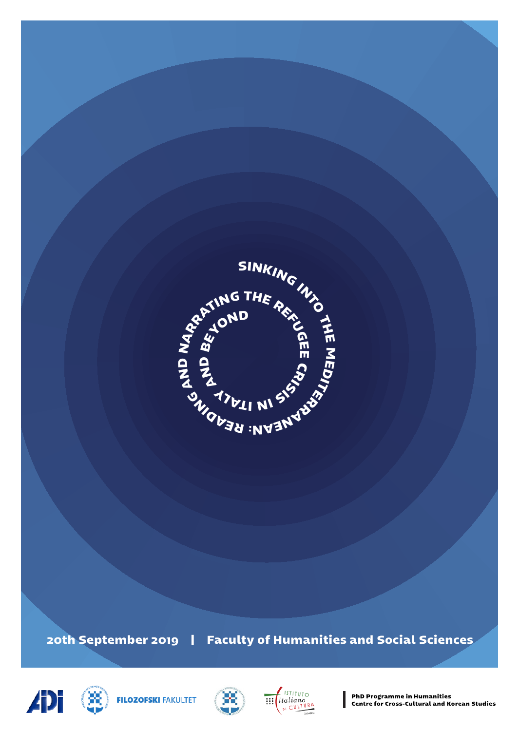# SINKING INTO THE MEDITERRANEAN: READING AND NARRATING THE REFUGEE CRISIS IN ITALY AND BEYOND

**20th September 2019 | Faculty of Humanities and Social Sciences**

FILOZOFSKI FAKULTET

ISTITUTO italiano DI CULTURA

**PhD Programme in Humanities**
**Centre for Cross-Cultural and Korean Studies**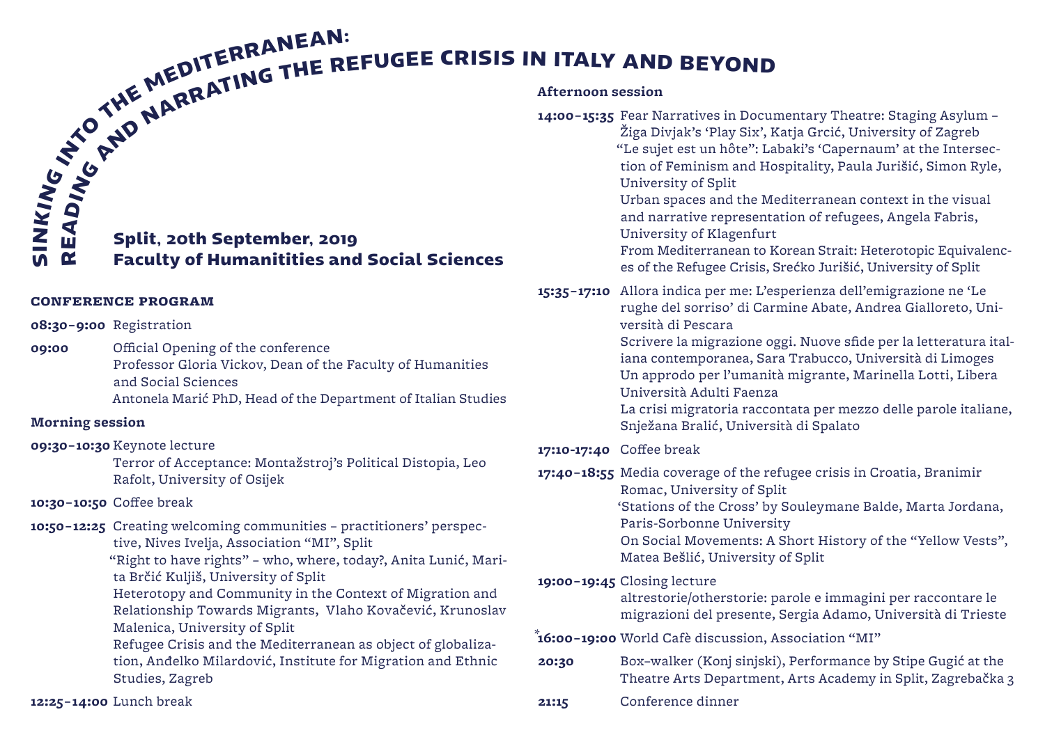# SINKING INTO THE MEDITERRANEAN: READING AND NARRATING THE REFUGEE CRISIS IN ITALY AND BEYOND

## Split, 20th September, 2019
## Faculty of Humanitities and Social Sciences

### CONFERENCE PROGRAM

**08:30–9:00** Registration

**09:00** Official Opening of the conference
Professor Gloria Vickov, Dean of the Faculty of Humanities and Social Sciences
Antonela Marić PhD, Head of the Department of Italian Studies

### Morning session

**09:30–10:30** Keynote lecture
Terror of Acceptance: Montažstroj's Political Distopia, Leo Rafolt, University of Osijek

**10:30–10:50** Coffee break

**10:50–12:25** Creating welcoming communities – practitioners' perspective, Nives Ivelja, Association "MI", Split
"Right to have rights" – who, where, today?, Anita Lunić, Marita Brčić Kuljiš, University of Split
Heterotopy and Community in the Context of Migration and Relationship Towards Migrants, Vlaho Kovačević, Krunoslav Malenica, University of Split
Refugee Crisis and the Mediterranean as object of globalization, Anđelko Milardović, Institute for Migration and Ethnic Studies, Zagreb

**12:25–14:00** Lunch break

### Afternoon session

**14:00–15:35** Fear Narratives in Documentary Theatre: Staging Asylum – Žiga Divjak's 'Play Six', Katja Grcić, University of Zagreb
"Le sujet est un hôte": Labaki's 'Capernaum' at the Intersection of Feminism and Hospitality, Paula Jurišić, Simon Ryle, University of Split
Urban spaces and the Mediterranean context in the visual and narrative representation of refugees, Angela Fabris, University of Klagenfurt
From Mediterranean to Korean Strait: Heterotopic Equivalences of the Refugee Crisis, Srećko Jurišić, University of Split

**15:35–17:10** Allora indica per me: L'esperienza dell'emigrazione ne 'Le rughe del sorriso' di Carmine Abate, Andrea Gialloreto, Università di Pescara
Scrivere la migrazione oggi. Nuove sfide per la letteratura italiana contemporanea, Sara Trabucco, Università di Limoges
Un approdo per l'umanità migrante, Marinella Lotti, Libera Università Adulti Faenza
La crisi migratoria raccontata per mezzo delle parole italiane, Snježana Bralić, Università di Spalato

**17:10-17:40** Coffee break

**17:40–18:55** Media coverage of the refugee crisis in Croatia, Branimir Romac, University of Split
'Stations of the Cross' by Souleymane Balde, Marta Jordana, Paris-Sorbonne University
On Social Movements: A Short History of the "Yellow Vests", Matea Bešlić, University of Split

**19:00–19:45** Closing lecture
altrestorie/otherstorie: parole e immagini per raccontare le migrazioni del presente, Sergia Adamo, Università di Trieste

*__16:00–19:00__ World Cafè discussion, Association "MI"

**20:30** Box–walker (Konj sinjski), Performance by Stipe Gugić at the Theatre Arts Department, Arts Academy in Split, Zagrebačka 3

**21:15** Conference dinner